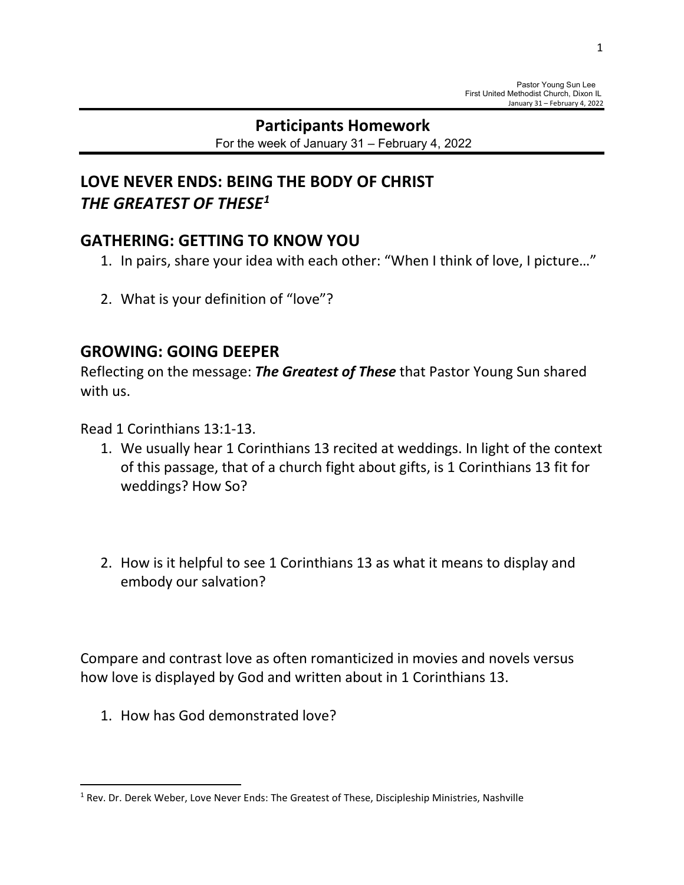Pastor Young Sun Lee
First United Methodist Church, Dixon IL
January 31 – February 4, 2022

## Participants Homework

For the week of January 31 – February 4, 2022

# LOVE NEVER ENDS: BEING THE BODY OF CHRIST
# *THE GREATEST OF THESE*[1]

## GATHERING: GETTING TO KNOW YOU

1. In pairs, share your idea with each other: “When I think of love, I picture…”

2. What is your definition of “love”?

## GROWING: GOING DEEPER

Reflecting on the message: ***The Greatest of These*** that Pastor Young Sun shared with us.

Read 1 Corinthians 13:1-13.

1. We usually hear 1 Corinthians 13 recited at weddings. In light of the context of this passage, that of a church fight about gifts, is 1 Corinthians 13 fit for weddings? How So?

2. How is it helpful to see 1 Corinthians 13 as what it means to display and embody our salvation?

Compare and contrast love as often romanticized in movies and novels versus how love is displayed by God and written about in 1 Corinthians 13.

1. How has God demonstrated love?

---

[1] Rev. Dr. Derek Weber, Love Never Ends: The Greatest of These, Discipleship Ministries, Nashville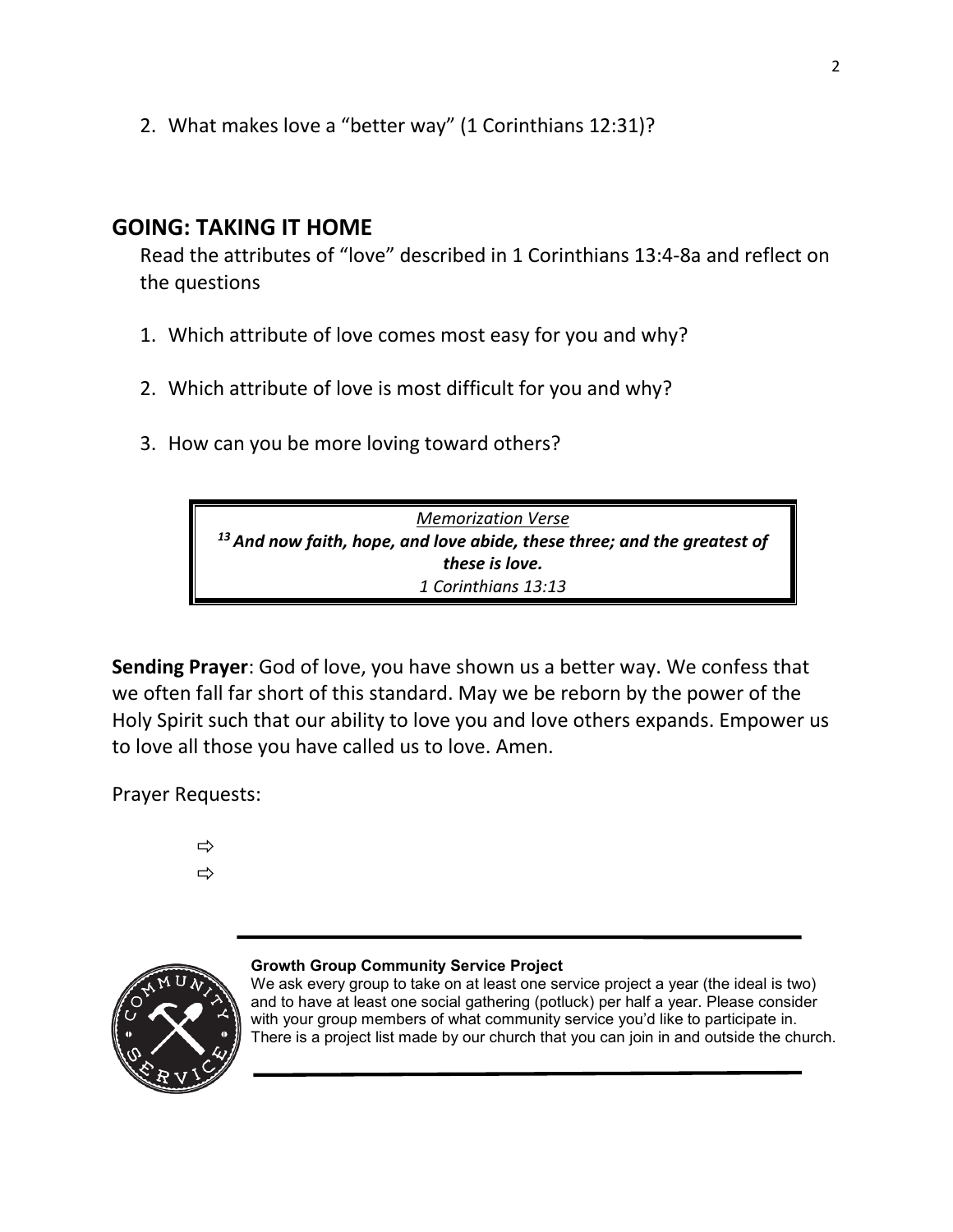2. What makes love a "better way" (1 Corinthians 12:31)?

## GOING: TAKING IT HOME

Read the attributes of "love" described in 1 Corinthians 13:4-8a and reflect on the questions

1. Which attribute of love comes most easy for you and why?
2. Which attribute of love is most difficult for you and why?
3. How can you be more loving toward others?

> *Memorization Verse*
> ***[13] And now faith, hope, and love abide, these three; and the greatest of these is love.***
> *1 Corinthians 13:13*

**Sending Prayer**: God of love, you have shown us a better way. We confess that we often fall far short of this standard. May we be reborn by the power of the Holy Spirit such that our ability to love you and love others expands. Empower us to love all those you have called us to love. Amen.

Prayer Requests:

- ⇨
- ⇨

**Growth Group Community Service Project**

We ask every group to take on at least one service project a year (the ideal is two) and to have at least one social gathering (potluck) per half a year. Please consider with your group members of what community service you'd like to participate in. There is a project list made by our church that you can join in and outside the church.